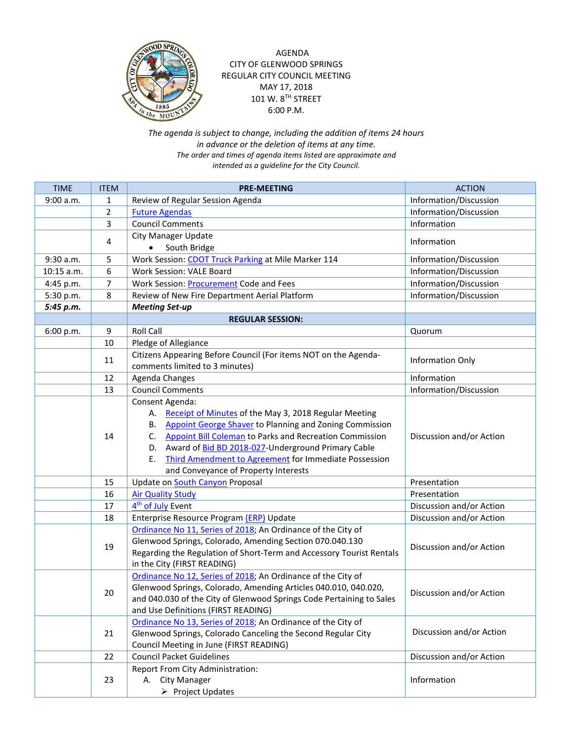AGENDA
CITY OF GLENWOOD SPRINGS
REGULAR CITY COUNCIL MEETING
MAY 17, 2018
101 W. 8TH STREET
6:00 P.M.

*The agenda is subject to change, including the addition of items 24 hours in advance or the deletion of items at any time.*
*The order and times of agenda items listed are approximate and intended as a guideline for the City Council.*

| TIME | ITEM | PRE-MEETING | ACTION |
|---|---|---|---|
| 9:00 a.m. | 1 | Review of Regular Session Agenda | Information/Discussion |
| | 2 | Future Agendas | Information/Discussion |
| | 3 | Council Comments | Information |
| | 4 | City Manager Update<br>• South Bridge | Information |
| 9:30 a.m. | 5 | Work Session: CDOT Truck Parking at Mile Marker 114 | Information/Discussion |
| 10:15 a.m. | 6 | Work Session: VALE Board | Information/Discussion |
| 4:45 p.m. | 7 | Work Session: Procurement Code and Fees | Information/Discussion |
| 5:30 p.m. | 8 | Review of New Fire Department Aerial Platform | Information/Discussion |
| ***5:45 p.m.*** | | ***Meeting Set-up*** | |
| | | **REGULAR SESSION:** | |
| 6:00 p.m. | 9 | Roll Call | Quorum |
| | 10 | Pledge of Allegiance | |
| | 11 | Citizens Appearing Before Council (For items NOT on the Agenda-comments limited to 3 minutes) | Information Only |
| | 12 | Agenda Changes | Information |
| | 13 | Council Comments | Information/Discussion |
| | 14 | Consent Agenda:<br>A. Receipt of Minutes of the May 3, 2018 Regular Meeting<br>B. Appoint George Shaver to Planning and Zoning Commission<br>C. Appoint Bill Coleman to Parks and Recreation Commission<br>D. Award of Bid BD 2018-027-Underground Primary Cable<br>E. Third Amendment to Agreement for Immediate Possession and Conveyance of Property Interests | Discussion and/or Action |
| | 15 | Update on South Canyon Proposal | Presentation |
| | 16 | Air Quality Study | Presentation |
| | 17 | 4th of July Event | Discussion and/or Action |
| | 18 | Enterprise Resource Program (ERP) Update | Discussion and/or Action |
| | 19 | Ordinance No 11, Series of 2018; An Ordinance of the City of Glenwood Springs, Colorado, Amending Section 070.040.130 Regarding the Regulation of Short-Term and Accessory Tourist Rentals in the City (FIRST READING) | Discussion and/or Action |
| | 20 | Ordinance No 12, Series of 2018; An Ordinance of the City of Glenwood Springs, Colorado, Amending Articles 040.010, 040.020, and 040.030 of the City of Glenwood Springs Code Pertaining to Sales and Use Definitions (FIRST READING) | Discussion and/or Action |
| | 21 | Ordinance No 13, Series of 2018; An Ordinance of the City of Glenwood Springs, Colorado Canceling the Second Regular City Council Meeting in June (FIRST READING) | Discussion and/or Action |
| | 22 | Council Packet Guidelines | Discussion and/or Action |
| | 23 | Report From City Administration:<br>A. City Manager<br>➢ Project Updates | Information |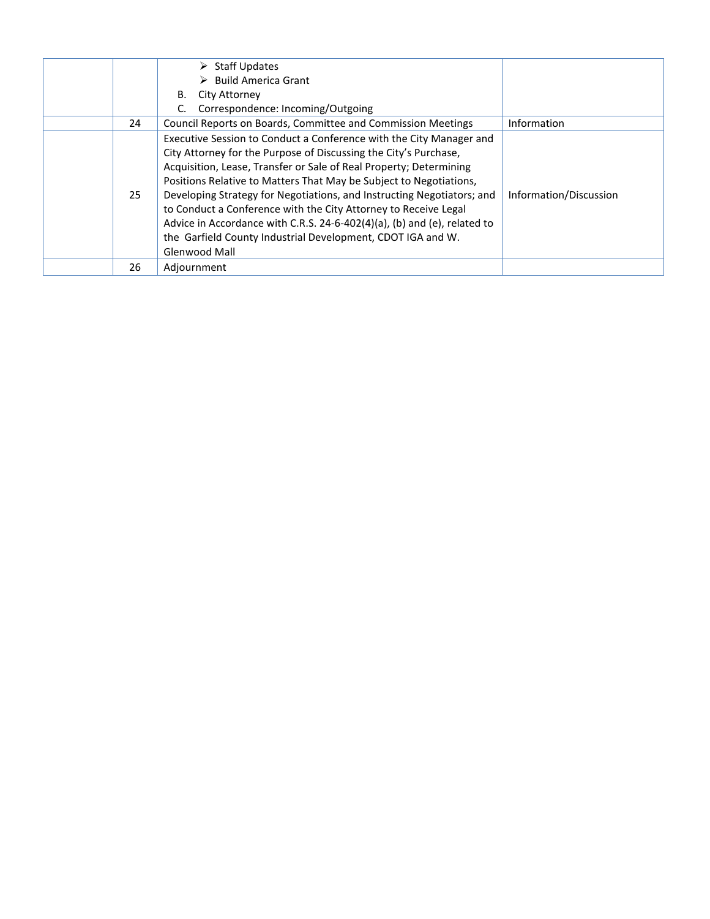| | | | |
|---|---|---|---|
| | | ➢ Staff Updates<br>➢ Build America Grant<br>B. City Attorney<br>C. Correspondence: Incoming/Outgoing | |
| | 24 | Council Reports on Boards, Committee and Commission Meetings | Information |
| | 25 | Executive Session to Conduct a Conference with the City Manager and City Attorney for the Purpose of Discussing the City's Purchase, Acquisition, Lease, Transfer or Sale of Real Property; Determining Positions Relative to Matters That May be Subject to Negotiations, Developing Strategy for Negotiations, and Instructing Negotiators; and to Conduct a Conference with the City Attorney to Receive Legal Advice in Accordance with C.R.S. 24-6-402(4)(a), (b) and (e), related to the Garfield County Industrial Development, CDOT IGA and W. Glenwood Mall | Information/Discussion |
| | 26 | Adjournment | |